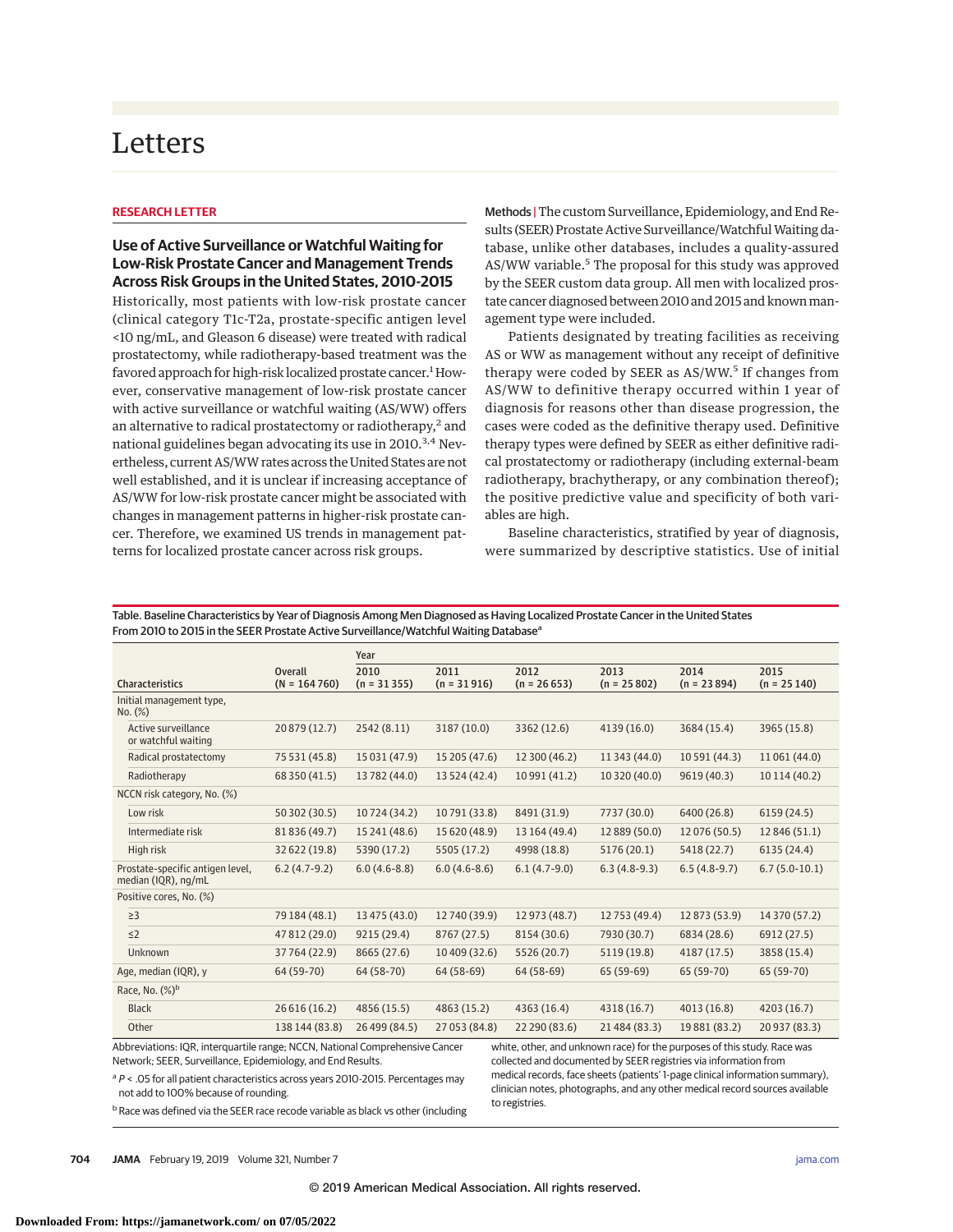# Letters

**RESEARCH LETTER**

## Use of Active Surveillance or Watchful Waiting for Low-Risk Prostate Cancer and Management Trends Across Risk Groups in the United States, 2010-2015

Historically, most patients with low-risk prostate cancer (clinical category T1c-T2a, prostate-specific antigen level <10 ng/mL, and Gleason 6 disease) were treated with radical prostatectomy, while radiotherapy-based treatment was the favored approach for high-risk localized prostate cancer.[1] However, conservative management of low-risk prostate cancer with active surveillance or watchful waiting (AS/WW) offers an alternative to radical prostatectomy or radiotherapy,[2] and national guidelines began advocating its use in 2010.[3,4] Nevertheless, current AS/WW rates across the United States are not well established, and it is unclear if increasing acceptance of AS/WW for low-risk prostate cancer might be associated with changes in management patterns in higher-risk prostate cancer. Therefore, we examined US trends in management patterns for localized prostate cancer across risk groups.

**Methods |** The custom Surveillance, Epidemiology, and End Results (SEER) Prostate Active Surveillance/Watchful Waiting database, unlike other databases, includes a quality-assured AS/WW variable.[5] The proposal for this study was approved by the SEER custom data group. All men with localized prostate cancer diagnosed between 2010 and 2015 and known management type were included.

Patients designated by treating facilities as receiving AS or WW as management without any receipt of definitive therapy were coded by SEER as AS/WW.[5] If changes from AS/WW to definitive therapy occurred within 1 year of diagnosis for reasons other than disease progression, the cases were coded as the definitive therapy used. Definitive therapy types were defined by SEER as either definitive radical prostatectomy or radiotherapy (including external-beam radiotherapy, brachytherapy, or any combination thereof); the positive predictive value and specificity of both variables are high.

Baseline characteristics, stratified by year of diagnosis, were summarized by descriptive statistics. Use of initial

Table. Baseline Characteristics by Year of Diagnosis Among Men Diagnosed as Having Localized Prostate Cancer in the United States From 2010 to 2015 in the SEER Prostate Active Surveillance/Watchful Waiting Database[a]

| Characteristics | Overall (N = 164 760) | Year | | | | | |
|---|---|---|---|---|---|---|---|
| | | 2010 (n = 31 355) | 2011 (n = 31 916) | 2012 (n = 26 653) | 2013 (n = 25 802) | 2014 (n = 23 894) | 2015 (n = 25 140) |
| Initial management type, No. (%) | | | | | | | |
| Active surveillance or watchful waiting | 20 879 (12.7) | 2542 (8.11) | 3187 (10.0) | 3362 (12.6) | 4139 (16.0) | 3684 (15.4) | 3965 (15.8) |
| Radical prostatectomy | 75 531 (45.8) | 15 031 (47.9) | 15 205 (47.6) | 12 300 (46.2) | 11 343 (44.0) | 10 591 (44.3) | 11 061 (44.0) |
| Radiotherapy | 68 350 (41.5) | 13 782 (44.0) | 13 524 (42.4) | 10 991 (41.2) | 10 320 (40.0) | 9619 (40.3) | 10 114 (40.2) |
| NCCN risk category, No. (%) | | | | | | | |
| Low risk | 50 302 (30.5) | 10 724 (34.2) | 10 791 (33.8) | 8491 (31.9) | 7737 (30.0) | 6400 (26.8) | 6159 (24.5) |
| Intermediate risk | 81 836 (49.7) | 15 241 (48.6) | 15 620 (48.9) | 13 164 (49.4) | 12 889 (50.0) | 12 076 (50.5) | 12 846 (51.1) |
| High risk | 32 622 (19.8) | 5390 (17.2) | 5505 (17.2) | 4998 (18.8) | 5176 (20.1) | 5418 (22.7) | 6135 (24.4) |
| Prostate-specific antigen level, median (IQR), ng/mL | 6.2 (4.7-9.2) | 6.0 (4.6-8.8) | 6.0 (4.6-8.6) | 6.1 (4.7-9.0) | 6.3 (4.8-9.3) | 6.5 (4.8-9.7) | 6.7 (5.0-10.1) |
| Positive cores, No. (%) | | | | | | | |
| ≥3 | 79 184 (48.1) | 13 475 (43.0) | 12 740 (39.9) | 12 973 (48.7) | 12 753 (49.4) | 12 873 (53.9) | 14 370 (57.2) |
| ≤2 | 47 812 (29.0) | 9215 (29.4) | 8767 (27.5) | 8154 (30.6) | 7930 (30.7) | 6834 (28.6) | 6912 (27.5) |
| Unknown | 37 764 (22.9) | 8665 (27.6) | 10 409 (32.6) | 5526 (20.7) | 5119 (19.8) | 4187 (17.5) | 3858 (15.4) |
| Age, median (IQR), y | 64 (59-70) | 64 (58-70) | 64 (58-69) | 64 (58-69) | 65 (59-69) | 65 (59-70) | 65 (59-70) |
| Race, No. (%)[b] | | | | | | | |
| Black | 26 616 (16.2) | 4856 (15.5) | 4863 (15.2) | 4363 (16.4) | 4318 (16.7) | 4013 (16.8) | 4203 (16.7) |
| Other | 138 144 (83.8) | 26 499 (84.5) | 27 053 (84.8) | 22 290 (83.6) | 21 484 (83.3) | 19 881 (83.2) | 20 937 (83.3) |

Abbreviations: IQR, interquartile range; NCCN, National Comprehensive Cancer Network; SEER, Surveillance, Epidemiology, and End Results.

[a] $P < .05$ for all patient characteristics across years 2010-2015. Percentages may not add to 100% because of rounding.

[b] Race was defined via the SEER race recode variable as black vs other (including white, other, and unknown race) for the purposes of this study. Race was collected and documented by SEER registries via information from medical records, face sheets (patients' 1-page clinical information summary), clinician notes, photographs, and any other medical record sources available to registries.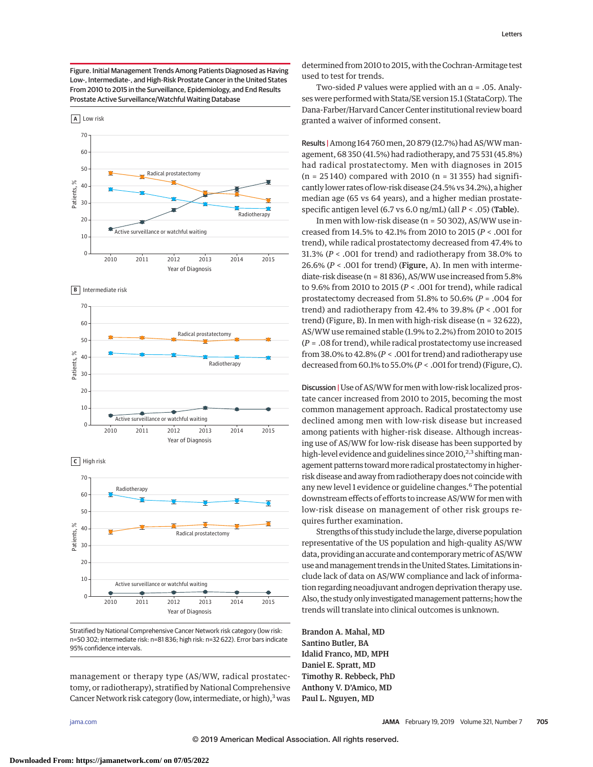Figure. Initial Management Trends Among Patients Diagnosed as Having Low-, Intermediate-, and High-Risk Prostate Cancer in the United States From 2010 to 2015 in the Surveillance, Epidemiology, and End Results Prostate Active Surveillance/Watchful Waiting Database

Stratified by National Comprehensive Cancer Network risk category (low risk: n=50 302; intermediate risk: n=81 836; high risk: n=32 622). Error bars indicate 95% confidence intervals.

management or therapy type (AS/WW, radical prostatectomy, or radiotherapy), stratified by National Comprehensive Cancer Network risk category (low, intermediate, or high),[3] was determined from 2010 to 2015, with the Cochran-Armitage test used to test for trends.

Two-sided $P$ values were applied with an $\alpha = .05$. Analyses were performed with Stata/SE version 15.1 (StataCorp). The Dana-Farber/Harvard Cancer Center institutional review board granted a waiver of informed consent.

**Results |** Among 164 760 men, 20 879 (12.7%) had AS/WW management, 68 350 (41.5%) had radiotherapy, and 75 531 (45.8%) had radical prostatectomy. Men with diagnoses in 2015 (n = 25 140) compared with 2010 (n = 31 355) had significantly lower rates of low-risk disease (24.5% vs 34.2%), a higher median age (65 vs 64 years), and a higher median prostate-specific antigen level (6.7 vs 6.0 ng/mL) (all $P < .05$) (**Table**).

In men with low-risk disease (n = 50 302), AS/WW use increased from 14.5% to 42.1% from 2010 to 2015 ($P < .001$ for trend), while radical prostatectomy decreased from 47.4% to 31.3% ($P < .001$ for trend) and radiotherapy from 38.0% to 26.6% ($P < .001$ for trend) (**Figure**, A). In men with intermediate-risk disease (n = 81 836), AS/WW use increased from 5.8% to 9.6% from 2010 to 2015 ($P < .001$ for trend), while radical prostatectomy decreased from 51.8% to 50.6% ($P = .004$ for trend) and radiotherapy from 42.4% to 39.8% ($P < .001$ for trend) (Figure, B). In men with high-risk disease (n = 32 622), AS/WW use remained stable (1.9% to 2.2%) from 2010 to 2015 ($P = .08$ for trend), while radical prostatectomy use increased from 38.0% to 42.8% ($P < .001$ for trend) and radiotherapy use decreased from 60.1% to 55.0% ($P < .001$ for trend) (Figure, C).

**Discussion |** Use of AS/WW for men with low-risk localized prostate cancer increased from 2010 to 2015, becoming the most common management approach. Radical prostatectomy use declined among men with low-risk disease but increased among patients with higher-risk disease. Although increasing use of AS/WW for low-risk disease has been supported by high-level evidence and guidelines since 2010,[2,3] shifting management patterns toward more radical prostatectomy in higher-risk disease and away from radiotherapy does not coincide with any new level 1 evidence or guideline changes.[6] The potential downstream effects of efforts to increase AS/WW for men with low-risk disease on management of other risk groups requires further examination.

Strengths of this study include the large, diverse population representative of the US population and high-quality AS/WW data, providing an accurate and contemporary metric of AS/WW use and management trends in the United States. Limitations include lack of data on AS/WW compliance and lack of information regarding neoadjuvant androgen deprivation therapy use. Also, the study only investigated management patterns; how the trends will translate into clinical outcomes is unknown.

**Brandon A. Mahal, MD**
**Santino Butler, BA**
**Idalid Franco, MD, MPH**
**Daniel E. Spratt, MD**
**Timothy R. Rebbeck, PhD**
**Anthony V. D'Amico, MD**
**Paul L. Nguyen, MD**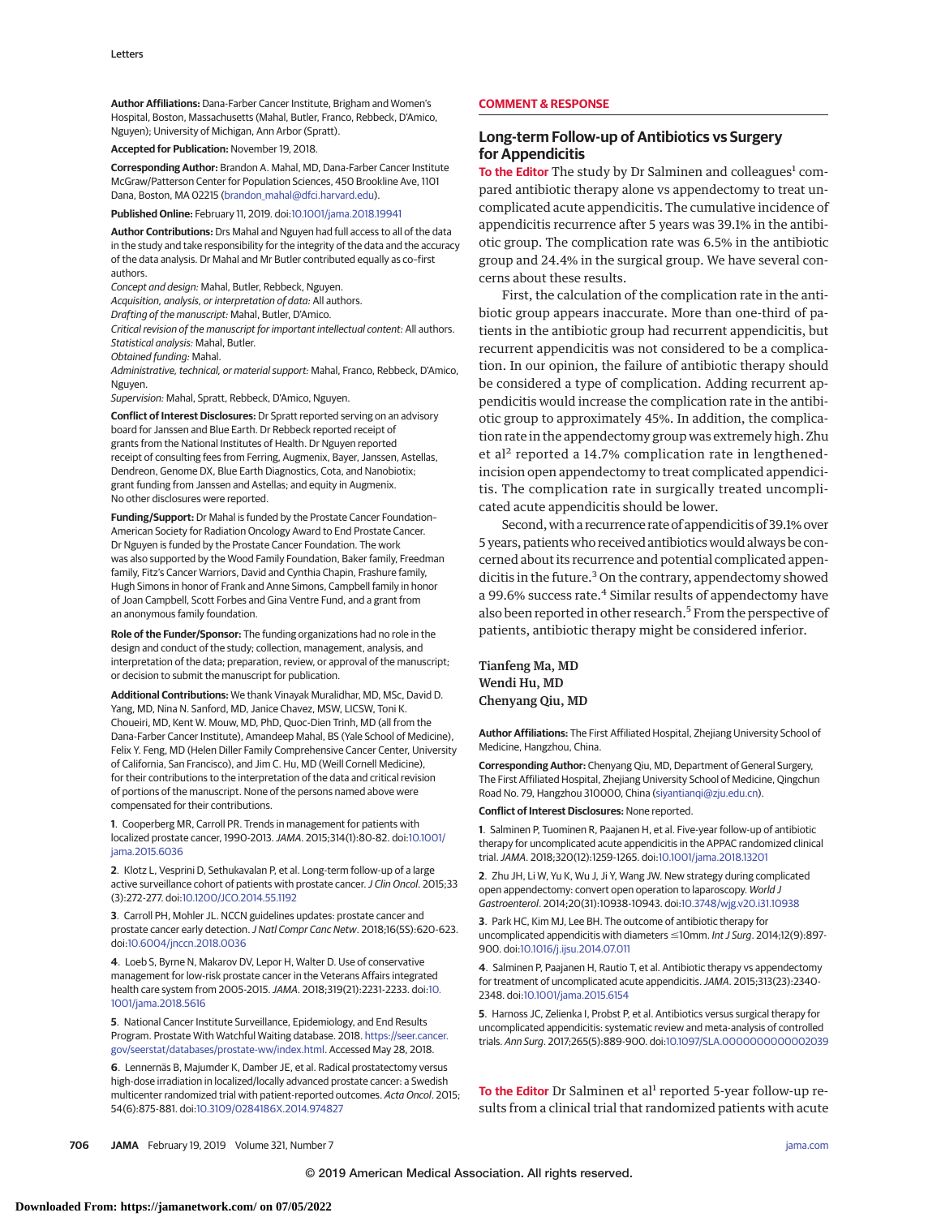**Author Affiliations:** Dana-Farber Cancer Institute, Brigham and Women's Hospital, Boston, Massachusetts (Mahal, Butler, Franco, Rebbeck, D'Amico, Nguyen); University of Michigan, Ann Arbor (Spratt).

**Accepted for Publication:** November 19, 2018.

**Corresponding Author:** Brandon A. Mahal, MD, Dana-Farber Cancer Institute McGraw/Patterson Center for Population Sciences, 450 Brookline Ave, 1101 Dana, Boston, MA 02215 (brandon_mahal@dfci.harvard.edu).

**Published Online:** February 11, 2019. doi:10.1001/jama.2018.19941

**Author Contributions:** Drs Mahal and Nguyen had full access to all of the data in the study and take responsibility for the integrity of the data and the accuracy of the data analysis. Dr Mahal and Mr Butler contributed equally as co–first authors.

*Concept and design:* Mahal, Butler, Rebbeck, Nguyen.
*Acquisition, analysis, or interpretation of data:* All authors.
*Drafting of the manuscript:* Mahal, Butler, D'Amico.
*Critical revision of the manuscript for important intellectual content:* All authors.
*Statistical analysis:* Mahal, Butler.
*Obtained funding:* Mahal.
*Administrative, technical, or material support:* Mahal, Franco, Rebbeck, D'Amico, Nguyen.
*Supervision:* Mahal, Spratt, Rebbeck, D'Amico, Nguyen.

**Conflict of Interest Disclosures:** Dr Spratt reported serving on an advisory board for Janssen and Blue Earth. Dr Rebbeck reported receipt of grants from the National Institutes of Health. Dr Nguyen reported receipt of consulting fees from Ferring, Augmenix, Bayer, Janssen, Astellas, Dendreon, Genome DX, Blue Earth Diagnostics, Cota, and Nanobiotix; grant funding from Janssen and Astellas; and equity in Augmenix. No other disclosures were reported.

**Funding/Support:** Dr Mahal is funded by the Prostate Cancer Foundation–American Society for Radiation Oncology Award to End Prostate Cancer. Dr Nguyen is funded by the Prostate Cancer Foundation. The work was also supported by the Wood Family Foundation, Baker family, Freedman family, Fitz's Cancer Warriors, David and Cynthia Chapin, Frashure family, Hugh Simons in honor of Frank and Anne Simons, Campbell family in honor of Joan Campbell, Scott Forbes and Gina Ventre Fund, and a grant from an anonymous family foundation.

**Role of the Funder/Sponsor:** The funding organizations had no role in the design and conduct of the study; collection, management, analysis, and interpretation of the data; preparation, review, or approval of the manuscript; or decision to submit the manuscript for publication.

**Additional Contributions:** We thank Vinayak Muralidhar, MD, MSc, David D. Yang, MD, Nina N. Sanford, MD, Janice Chavez, MSW, LICSW, Toni K. Choueiri, MD, Kent W. Mouw, MD, PhD, Quoc-Dien Trinh, MD (all from the Dana-Farber Cancer Institute), Amandeep Mahal, BS (Yale School of Medicine), Felix Y. Feng, MD (Helen Diller Family Comprehensive Cancer Center, University of California, San Francisco), and Jim C. Hu, MD (Weill Cornell Medicine), for their contributions to the interpretation of the data and critical revision of portions of the manuscript. None of the persons named above were compensated for their contributions.

1. Cooperberg MR, Carroll PR. Trends in management for patients with localized prostate cancer, 1990-2013. *JAMA*. 2015;314(1):80-82. doi:10.1001/jama.2015.6036

2. Klotz L, Vesprini D, Sethukavalan P, et al. Long-term follow-up of a large active surveillance cohort of patients with prostate cancer. *J Clin Oncol*. 2015;33(3):272-277. doi:10.1200/JCO.2014.55.1192

3. Carroll PH, Mohler JL. NCCN guidelines updates: prostate cancer and prostate cancer early detection. *J Natl Compr Canc Netw*. 2018;16(5S):620-623. doi:10.6004/jnccn.2018.0036

4. Loeb S, Byrne N, Makarov DV, Lepor H, Walter D. Use of conservative management for low-risk prostate cancer in the Veterans Affairs integrated health care system from 2005-2015. *JAMA*. 2018;319(21):2231-2233. doi:10.1001/jama.2018.5616

5. National Cancer Institute Surveillance, Epidemiology, and End Results Program. Prostate With Watchful Waiting database. 2018. https://seer.cancer.gov/seerstat/databases/prostate-ww/index.html. Accessed May 28, 2018.

6. Lennernäs B, Majumder K, Damber JE, et al. Radical prostatectomy versus high-dose irradiation in localized/locally advanced prostate cancer: a Swedish multicenter randomized trial with patient-reported outcomes. *Acta Oncol*. 2015;54(6):875-881. doi:10.3109/0284186X.2014.974827

COMMENT & RESPONSE

## Long-term Follow-up of Antibiotics vs Surgery for Appendicitis

**To the Editor** The study by Dr Salminen and colleagues[1] compared antibiotic therapy alone vs appendectomy to treat uncomplicated acute appendicitis. The cumulative incidence of appendicitis recurrence after 5 years was 39.1% in the antibiotic group. The complication rate was 6.5% in the antibiotic group and 24.4% in the surgical group. We have several concerns about these results.

First, the calculation of the complication rate in the antibiotic group appears inaccurate. More than one-third of patients in the antibiotic group had recurrent appendicitis, but recurrent appendicitis was not considered to be a complication. In our opinion, the failure of antibiotic therapy should be considered a type of complication. Adding recurrent appendicitis would increase the complication rate in the antibiotic group to approximately 45%. In addition, the complication rate in the appendectomy group was extremely high. Zhu et al[2] reported a 14.7% complication rate in lengthened-incision open appendectomy to treat complicated appendicitis. The complication rate in surgically treated uncomplicated acute appendicitis should be lower.

Second, with a recurrence rate of appendicitis of 39.1% over 5 years, patients who received antibiotics would always be concerned about its recurrence and potential complicated appendicitis in the future.[3] On the contrary, appendectomy showed a 99.6% success rate.[4] Similar results of appendectomy have also been reported in other research.[5] From the perspective of patients, antibiotic therapy might be considered inferior.

**Tianfeng Ma, MD**
**Wendi Hu, MD**
**Chenyang Qiu, MD**

**Author Affiliations:** The First Affiliated Hospital, Zhejiang University School of Medicine, Hangzhou, China.

**Corresponding Author:** Chenyang Qiu, MD, Department of General Surgery, The First Affiliated Hospital, Zhejiang University School of Medicine, Qingchun Road No. 79, Hangzhou 310000, China (siyantianqi@zju.edu.cn).

**Conflict of Interest Disclosures:** None reported.

1. Salminen P, Tuominen R, Paajanen H, et al. Five-year follow-up of antibiotic therapy for uncomplicated acute appendicitis in the APPAC randomized clinical trial. *JAMA*. 2018;320(12):1259-1265. doi:10.1001/jama.2018.13201

2. Zhu JH, Li W, Yu K, Wu J, Ji Y, Wang JW. New strategy during complicated open appendectomy: convert open operation to laparoscopy. *World J Gastroenterol*. 2014;20(31):10938-10943. doi:10.3748/wjg.v20.i31.10938

3. Park HC, Kim MJ, Lee BH. The outcome of antibiotic therapy for uncomplicated appendicitis with diameters ≤10mm. *Int J Surg*. 2014;12(9):897-900. doi:10.1016/j.ijsu.2014.07.011

4. Salminen P, Paajanen H, Rautio T, et al. Antibiotic therapy vs appendectomy for treatment of uncomplicated acute appendicitis. *JAMA*. 2015;313(23):2340-2348. doi:10.1001/jama.2015.6154

5. Harnoss JC, Zelienka I, Probst P, et al. Antibiotics versus surgical therapy for uncomplicated appendicitis: systematic review and meta-analysis of controlled trials. *Ann Surg*. 2017;265(5):889-900. doi:10.1097/SLA.0000000000002039

**To the Editor** Dr Salminen et al[1] reported 5-year follow-up results from a clinical trial that randomized patients with acute